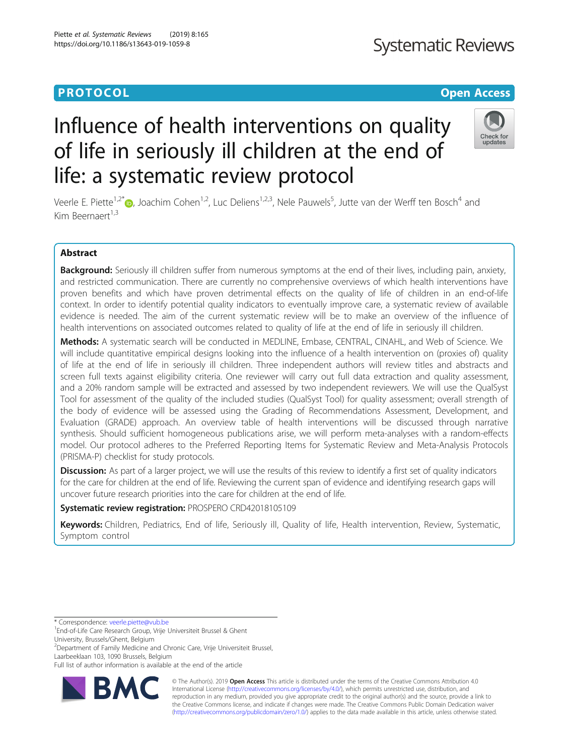PROTOCOL

Open Access

# Influence of health interventions on quality of life in seriously ill children at the end of life: a systematic review protocol

Veerle E. Piette[1,2*], Joachim Cohen[1,2], Luc Deliens[1,2,3], Nele Pauwels[5], Jutte van der Werff ten Bosch[4] and Kim Beernaert[1,3]

## Abstract

**Background:** Seriously ill children suffer from numerous symptoms at the end of their lives, including pain, anxiety, and restricted communication. There are currently no comprehensive overviews of which health interventions have proven benefits and which have proven detrimental effects on the quality of life of children in an end-of-life context. In order to identify potential quality indicators to eventually improve care, a systematic review of available evidence is needed. The aim of the current systematic review will be to make an overview of the influence of health interventions on associated outcomes related to quality of life at the end of life in seriously ill children.

**Methods:** A systematic search will be conducted in MEDLINE, Embase, CENTRAL, CINAHL, and Web of Science. We will include quantitative empirical designs looking into the influence of a health intervention on (proxies of) quality of life at the end of life in seriously ill children. Three independent authors will review titles and abstracts and screen full texts against eligibility criteria. One reviewer will carry out full data extraction and quality assessment, and a 20% random sample will be extracted and assessed by two independent reviewers. We will use the QualSyst Tool for assessment of the quality of the included studies (QualSyst Tool) for quality assessment; overall strength of the body of evidence will be assessed using the Grading of Recommendations Assessment, Development, and Evaluation (GRADE) approach. An overview table of health interventions will be discussed through narrative synthesis. Should sufficient homogeneous publications arise, we will perform meta-analyses with a random-effects model. Our protocol adheres to the Preferred Reporting Items for Systematic Review and Meta-Analysis Protocols (PRISMA-P) checklist for study protocols.

**Discussion:** As part of a larger project, we will use the results of this review to identify a first set of quality indicators for the care for children at the end of life. Reviewing the current span of evidence and identifying research gaps will uncover future research priorities into the care for children at the end of life.

**Systematic review registration:** PROSPERO CRD42018105109

**Keywords:** Children, Pediatrics, End of life, Seriously ill, Quality of life, Health intervention, Review, Systematic, Symptom control

---

\* Correspondence: veerle.piette@vub.be

[1]End-of-Life Care Research Group, Vrije Universiteit Brussel & Ghent University, Brussels/Ghent, Belgium

[2]Department of Family Medicine and Chronic Care, Vrije Universiteit Brussel, Laarbeeklaan 103, 1090 Brussels, Belgium

Full list of author information is available at the end of the article

© The Author(s). 2019 **Open Access** This article is distributed under the terms of the Creative Commons Attribution 4.0 International License (http://creativecommons.org/licenses/by/4.0/), which permits unrestricted use, distribution, and reproduction in any medium, provided you give appropriate credit to the original author(s) and the source, provide a link to the Creative Commons license, and indicate if changes were made. The Creative Commons Public Domain Dedication waiver (http://creativecommons.org/publicdomain/zero/1.0/) applies to the data made available in this article, unless otherwise stated.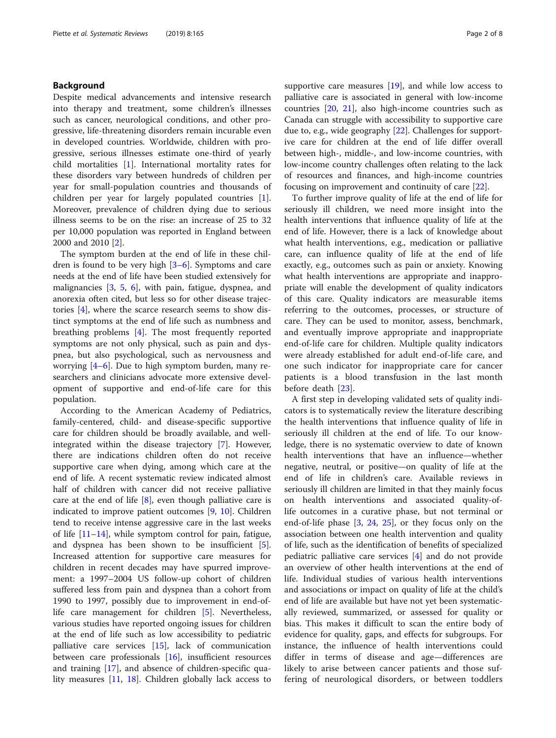## Background

Despite medical advancements and intensive research into therapy and treatment, some children's illnesses such as cancer, neurological conditions, and other progressive, life-threatening disorders remain incurable even in developed countries. Worldwide, children with progressive, serious illnesses estimate one-third of yearly child mortalities [1]. International mortality rates for these disorders vary between hundreds of children per year for small-population countries and thousands of children per year for largely populated countries [1]. Moreover, prevalence of children dying due to serious illness seems to be on the rise: an increase of 25 to 32 per 10,000 population was reported in England between 2000 and 2010 [2].

The symptom burden at the end of life in these children is found to be very high [3–6]. Symptoms and care needs at the end of life have been studied extensively for malignancies [3, 5, 6], with pain, fatigue, dyspnea, and anorexia often cited, but less so for other disease trajectories [4], where the scarce research seems to show distinct symptoms at the end of life such as numbness and breathing problems [4]. The most frequently reported symptoms are not only physical, such as pain and dyspnea, but also psychological, such as nervousness and worrying [4–6]. Due to high symptom burden, many researchers and clinicians advocate more extensive development of supportive and end-of-life care for this population.

According to the American Academy of Pediatrics, family-centered, child- and disease-specific supportive care for children should be broadly available, and well-integrated within the disease trajectory [7]. However, there are indications children often do not receive supportive care when dying, among which care at the end of life. A recent systematic review indicated almost half of children with cancer did not receive palliative care at the end of life [8], even though palliative care is indicated to improve patient outcomes [9, 10]. Children tend to receive intense aggressive care in the last weeks of life [11–14], while symptom control for pain, fatigue, and dyspnea has been shown to be insufficient [5]. Increased attention for supportive care measures for children in recent decades may have spurred improvement: a 1997–2004 US follow-up cohort of children suffered less from pain and dyspnea than a cohort from 1990 to 1997, possibly due to improvement in end-of-life care management for children [5]. Nevertheless, various studies have reported ongoing issues for children at the end of life such as low accessibility to pediatric palliative care services [15], lack of communication between care professionals [16], insufficient resources and training [17], and absence of children-specific quality measures [11, 18]. Children globally lack access to supportive care measures [19], and while low access to palliative care is associated in general with low-income countries [20, 21], also high-income countries such as Canada can struggle with accessibility to supportive care due to, e.g., wide geography [22]. Challenges for supportive care for children at the end of life differ overall between high-, middle-, and low-income countries, with low-income country challenges often relating to the lack of resources and finances, and high-income countries focusing on improvement and continuity of care [22].

To further improve quality of life at the end of life for seriously ill children, we need more insight into the health interventions that influence quality of life at the end of life. However, there is a lack of knowledge about what health interventions, e.g., medication or palliative care, can influence quality of life at the end of life exactly, e.g., outcomes such as pain or anxiety. Knowing what health interventions are appropriate and inappropriate will enable the development of quality indicators of this care. Quality indicators are measurable items referring to the outcomes, processes, or structure of care. They can be used to monitor, assess, benchmark, and eventually improve appropriate and inappropriate end-of-life care for children. Multiple quality indicators were already established for adult end-of-life care, and one such indicator for inappropriate care for cancer patients is a blood transfusion in the last month before death [23].

A first step in developing validated sets of quality indicators is to systematically review the literature describing the health interventions that influence quality of life in seriously ill children at the end of life. To our knowledge, there is no systematic overview to date of known health interventions that have an influence—whether negative, neutral, or positive—on quality of life at the end of life in children's care. Available reviews in seriously ill children are limited in that they mainly focus on health interventions and associated quality-of-life outcomes in a curative phase, but not terminal or end-of-life phase [3, 24, 25], or they focus only on the association between one health intervention and quality of life, such as the identification of benefits of specialized pediatric palliative care services [4] and do not provide an overview of other health interventions at the end of life. Individual studies of various health interventions and associations or impact on quality of life at the child's end of life are available but have not yet been systematically reviewed, summarized, or assessed for quality or bias. This makes it difficult to scan the entire body of evidence for quality, gaps, and effects for subgroups. For instance, the influence of health interventions could differ in terms of disease and age—differences are likely to arise between cancer patients and those suffering of neurological disorders, or between toddlers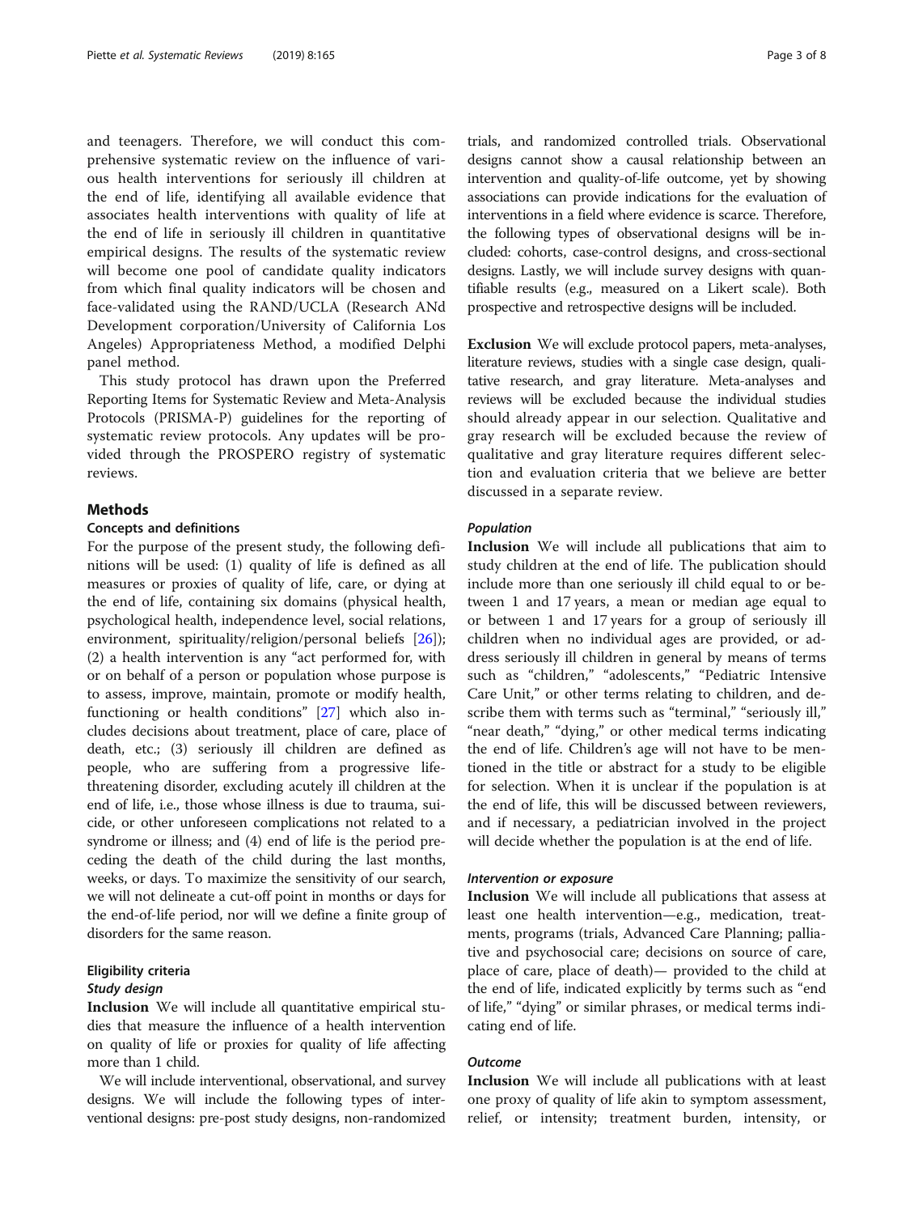and teenagers. Therefore, we will conduct this comprehensive systematic review on the influence of various health interventions for seriously ill children at the end of life, identifying all available evidence that associates health interventions with quality of life at the end of life in seriously ill children in quantitative empirical designs. The results of the systematic review will become one pool of candidate quality indicators from which final quality indicators will be chosen and face-validated using the RAND/UCLA (Research ANd Development corporation/University of California Los Angeles) Appropriateness Method, a modified Delphi panel method.

This study protocol has drawn upon the Preferred Reporting Items for Systematic Review and Meta-Analysis Protocols (PRISMA-P) guidelines for the reporting of systematic review protocols. Any updates will be provided through the PROSPERO registry of systematic reviews.

## Methods

### Concepts and definitions

For the purpose of the present study, the following definitions will be used: (1) quality of life is defined as all measures or proxies of quality of life, care, or dying at the end of life, containing six domains (physical health, psychological health, independence level, social relations, environment, spirituality/religion/personal beliefs [26]); (2) a health intervention is any "act performed for, with or on behalf of a person or population whose purpose is to assess, improve, maintain, promote or modify health, functioning or health conditions" [27] which also includes decisions about treatment, place of care, place of death, etc.; (3) seriously ill children are defined as people, who are suffering from a progressive life-threatening disorder, excluding acutely ill children at the end of life, i.e., those whose illness is due to trauma, suicide, or other unforeseen complications not related to a syndrome or illness; and (4) end of life is the period preceding the death of the child during the last months, weeks, or days. To maximize the sensitivity of our search, we will not delineate a cut-off point in months or days for the end-of-life period, nor will we define a finite group of disorders for the same reason.

### Eligibility criteria

#### *Study design*

**Inclusion** We will include all quantitative empirical studies that measure the influence of a health intervention on quality of life or proxies for quality of life affecting more than 1 child.

We will include interventional, observational, and survey designs. We will include the following types of interventional designs: pre-post study designs, non-randomized trials, and randomized controlled trials. Observational designs cannot show a causal relationship between an intervention and quality-of-life outcome, yet by showing associations can provide indications for the evaluation of interventions in a field where evidence is scarce. Therefore, the following types of observational designs will be included: cohorts, case-control designs, and cross-sectional designs. Lastly, we will include survey designs with quantifiable results (e.g., measured on a Likert scale). Both prospective and retrospective designs will be included.

**Exclusion** We will exclude protocol papers, meta-analyses, literature reviews, studies with a single case design, qualitative research, and gray literature. Meta-analyses and reviews will be excluded because the individual studies should already appear in our selection. Qualitative and gray research will be excluded because the review of qualitative and gray literature requires different selection and evaluation criteria that we believe are better discussed in a separate review.

#### *Population*

**Inclusion** We will include all publications that aim to study children at the end of life. The publication should include more than one seriously ill child equal to or between 1 and 17 years, a mean or median age equal to or between 1 and 17 years for a group of seriously ill children when no individual ages are provided, or address seriously ill children in general by means of terms such as "children," "adolescents," "Pediatric Intensive Care Unit," or other terms relating to children, and describe them with terms such as "terminal," "seriously ill," "near death," "dying," or other medical terms indicating the end of life. Children's age will not have to be mentioned in the title or abstract for a study to be eligible for selection. When it is unclear if the population is at the end of life, this will be discussed between reviewers, and if necessary, a pediatrician involved in the project will decide whether the population is at the end of life.

#### *Intervention or exposure*

**Inclusion** We will include all publications that assess at least one health intervention—e.g., medication, treatments, programs (trials, Advanced Care Planning; palliative and psychosocial care; decisions on source of care, place of care, place of death)— provided to the child at the end of life, indicated explicitly by terms such as "end of life," "dying" or similar phrases, or medical terms indicating end of life.

#### *Outcome*

**Inclusion** We will include all publications with at least one proxy of quality of life akin to symptom assessment, relief, or intensity; treatment burden, intensity, or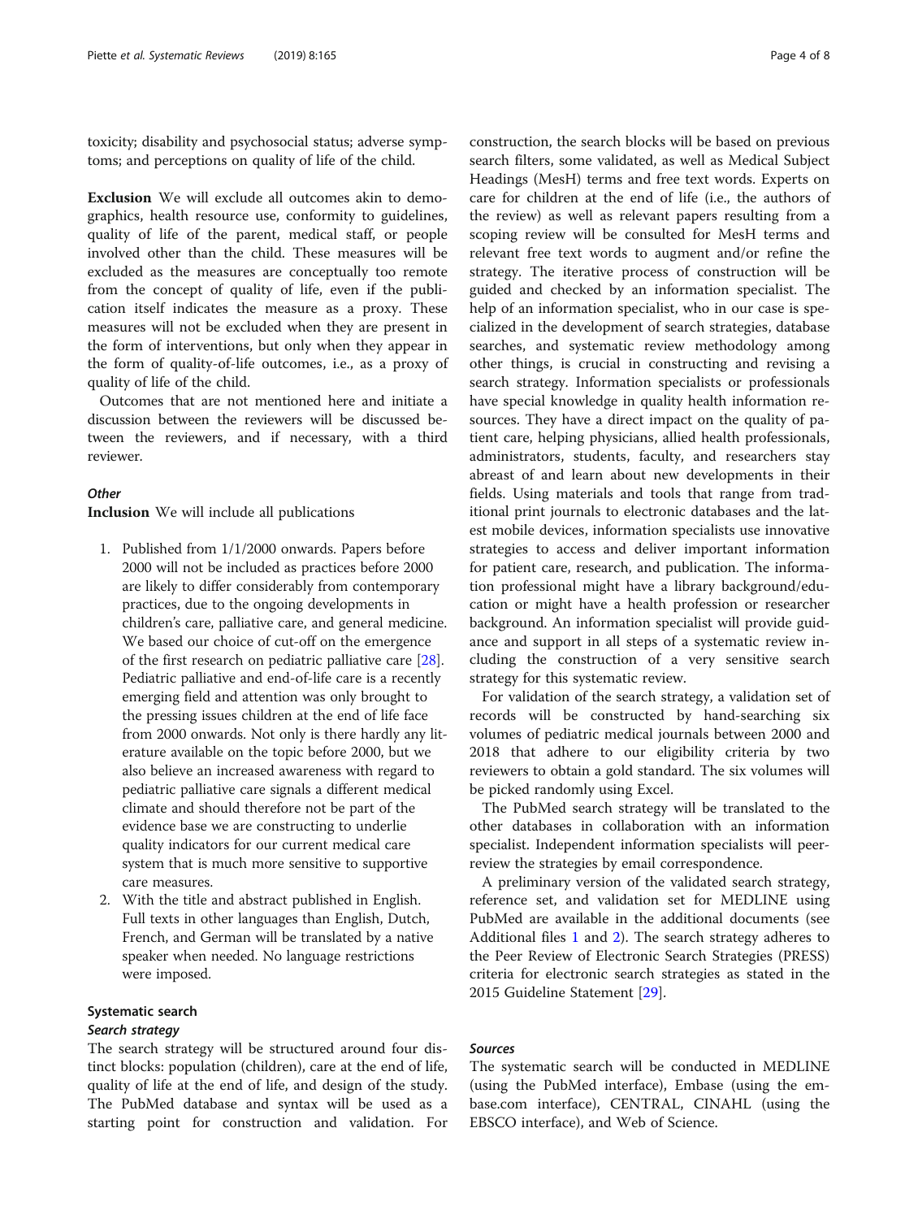toxicity; disability and psychosocial status; adverse symptoms; and perceptions on quality of life of the child.

**Exclusion** We will exclude all outcomes akin to demographics, health resource use, conformity to guidelines, quality of life of the parent, medical staff, or people involved other than the child. These measures will be excluded as the measures are conceptually too remote from the concept of quality of life, even if the publication itself indicates the measure as a proxy. These measures will not be excluded when they are present in the form of interventions, but only when they appear in the form of quality-of-life outcomes, i.e., as a proxy of quality of life of the child.

Outcomes that are not mentioned here and initiate a discussion between the reviewers will be discussed between the reviewers, and if necessary, with a third reviewer.

#### *Other*

**Inclusion** We will include all publications

1. Published from 1/1/2000 onwards. Papers before 2000 will not be included as practices before 2000 are likely to differ considerably from contemporary practices, due to the ongoing developments in children's care, palliative care, and general medicine. We based our choice of cut-off on the emergence of the first research on pediatric palliative care [28]. Pediatric palliative and end-of-life care is a recently emerging field and attention was only brought to the pressing issues children at the end of life face from 2000 onwards. Not only is there hardly any literature available on the topic before 2000, but we also believe an increased awareness with regard to pediatric palliative care signals a different medical climate and should therefore not be part of the evidence base we are constructing to underlie quality indicators for our current medical care system that is much more sensitive to supportive care measures.
2. With the title and abstract published in English. Full texts in other languages than English, Dutch, French, and German will be translated by a native speaker when needed. No language restrictions were imposed.

### Systematic search

#### *Search strategy*

The search strategy will be structured around four distinct blocks: population (children), care at the end of life, quality of life at the end of life, and design of the study. The PubMed database and syntax will be used as a starting point for construction and validation. For construction, the search blocks will be based on previous search filters, some validated, as well as Medical Subject Headings (MesH) terms and free text words. Experts on care for children at the end of life (i.e., the authors of the review) as well as relevant papers resulting from a scoping review will be consulted for MesH terms and relevant free text words to augment and/or refine the strategy. The iterative process of construction will be guided and checked by an information specialist. The help of an information specialist, who in our case is specialized in the development of search strategies, database searches, and systematic review methodology among other things, is crucial in constructing and revising a search strategy. Information specialists or professionals have special knowledge in quality health information resources. They have a direct impact on the quality of patient care, helping physicians, allied health professionals, administrators, students, faculty, and researchers stay abreast of and learn about new developments in their fields. Using materials and tools that range from traditional print journals to electronic databases and the latest mobile devices, information specialists use innovative strategies to access and deliver important information for patient care, research, and publication. The information professional might have a library background/education or might have a health profession or researcher background. An information specialist will provide guidance and support in all steps of a systematic review including the construction of a very sensitive search strategy for this systematic review.

For validation of the search strategy, a validation set of records will be constructed by hand-searching six volumes of pediatric medical journals between 2000 and 2018 that adhere to our eligibility criteria by two reviewers to obtain a gold standard. The six volumes will be picked randomly using Excel.

The PubMed search strategy will be translated to the other databases in collaboration with an information specialist. Independent information specialists will peer-review the strategies by email correspondence.

A preliminary version of the validated search strategy, reference set, and validation set for MEDLINE using PubMed are available in the additional documents (see Additional files 1 and 2). The search strategy adheres to the Peer Review of Electronic Search Strategies (PRESS) criteria for electronic search strategies as stated in the 2015 Guideline Statement [29].

#### *Sources*

The systematic search will be conducted in MEDLINE (using the PubMed interface), Embase (using the embase.com interface), CENTRAL, CINAHL (using the EBSCO interface), and Web of Science.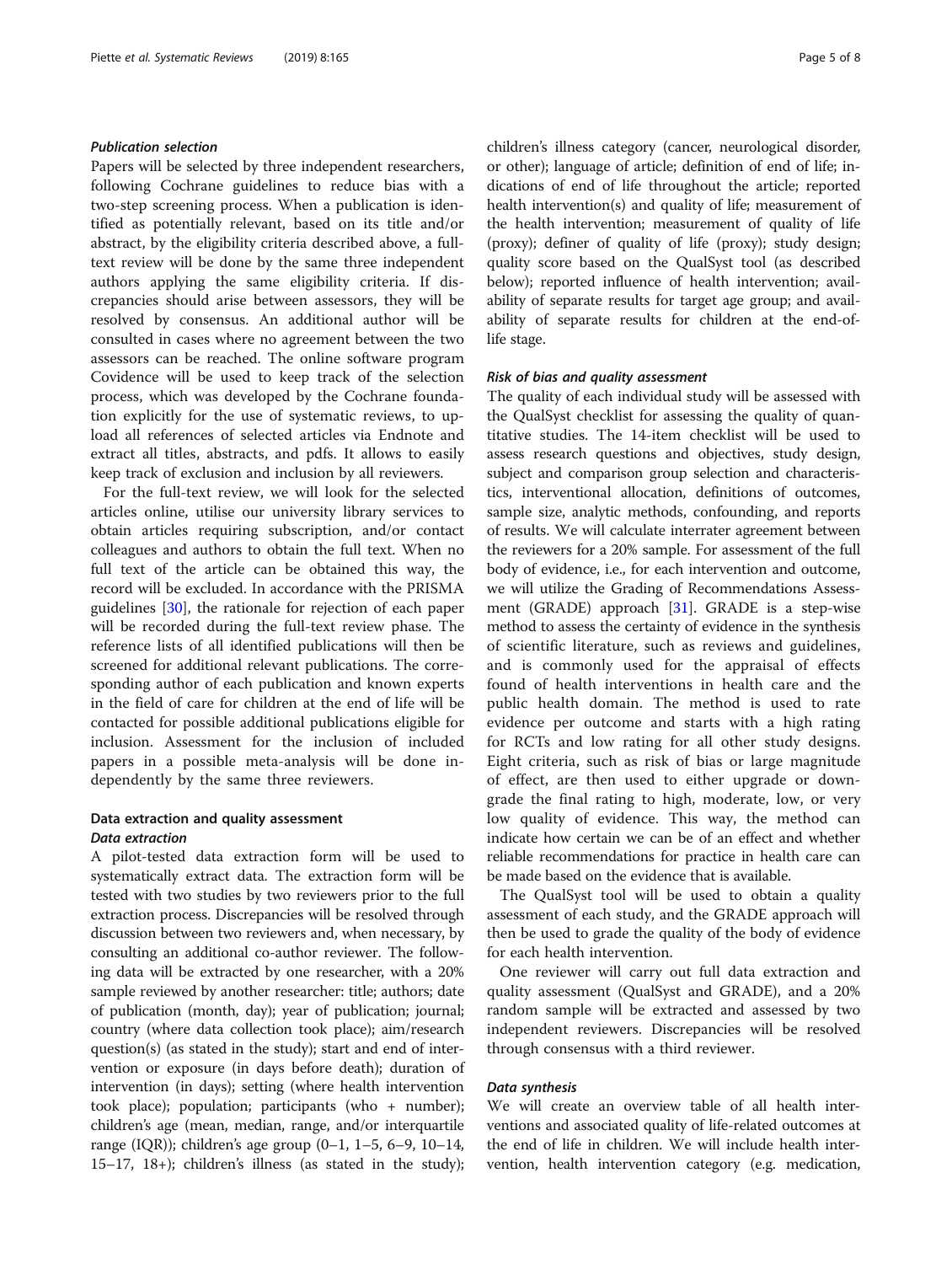### *Publication selection*

Papers will be selected by three independent researchers, following Cochrane guidelines to reduce bias with a two-step screening process. When a publication is identified as potentially relevant, based on its title and/or abstract, by the eligibility criteria described above, a full-text review will be done by the same three independent authors applying the same eligibility criteria. If discrepancies should arise between assessors, they will be resolved by consensus. An additional author will be consulted in cases where no agreement between the two assessors can be reached. The online software program Covidence will be used to keep track of the selection process, which was developed by the Cochrane foundation explicitly for the use of systematic reviews, to upload all references of selected articles via Endnote and extract all titles, abstracts, and pdfs. It allows to easily keep track of exclusion and inclusion by all reviewers.

For the full-text review, we will look for the selected articles online, utilise our university library services to obtain articles requiring subscription, and/or contact colleagues and authors to obtain the full text. When no full text of the article can be obtained this way, the record will be excluded. In accordance with the PRISMA guidelines [30], the rationale for rejection of each paper will be recorded during the full-text review phase. The reference lists of all identified publications will then be screened for additional relevant publications. The corresponding author of each publication and known experts in the field of care for children at the end of life will be contacted for possible additional publications eligible for inclusion. Assessment for the inclusion of included papers in a possible meta-analysis will be done independently by the same three reviewers.

## Data extraction and quality assessment

### *Data extraction*

A pilot-tested data extraction form will be used to systematically extract data. The extraction form will be tested with two studies by two reviewers prior to the full extraction process. Discrepancies will be resolved through discussion between two reviewers and, when necessary, by consulting an additional co-author reviewer. The following data will be extracted by one researcher, with a 20% sample reviewed by another researcher: title; authors; date of publication (month, day); year of publication; journal; country (where data collection took place); aim/research question(s) (as stated in the study); start and end of intervention or exposure (in days before death); duration of intervention (in days); setting (where health intervention took place); population; participants (who + number); children's age (mean, median, range, and/or interquartile range (IQR)); children's age group (0–1, 1–5, 6–9, 10–14, 15–17, 18+); children's illness (as stated in the study); children's illness category (cancer, neurological disorder, or other); language of article; definition of end of life; indications of end of life throughout the article; reported health intervention(s) and quality of life; measurement of the health intervention; measurement of quality of life (proxy); definer of quality of life (proxy); study design; quality score based on the QualSyst tool (as described below); reported influence of health intervention; availability of separate results for target age group; and availability of separate results for children at the end-of-life stage.

### *Risk of bias and quality assessment*

The quality of each individual study will be assessed with the QualSyst checklist for assessing the quality of quantitative studies. The 14-item checklist will be used to assess research questions and objectives, study design, subject and comparison group selection and characteristics, interventional allocation, definitions of outcomes, sample size, analytic methods, confounding, and reports of results. We will calculate interrater agreement between the reviewers for a 20% sample. For assessment of the full body of evidence, i.e., for each intervention and outcome, we will utilize the Grading of Recommendations Assessment (GRADE) approach [31]. GRADE is a step-wise method to assess the certainty of evidence in the synthesis of scientific literature, such as reviews and guidelines, and is commonly used for the appraisal of effects found of health interventions in health care and the public health domain. The method is used to rate evidence per outcome and starts with a high rating for RCTs and low rating for all other study designs. Eight criteria, such as risk of bias or large magnitude of effect, are then used to either upgrade or downgrade the final rating to high, moderate, low, or very low quality of evidence. This way, the method can indicate how certain we can be of an effect and whether reliable recommendations for practice in health care can be made based on the evidence that is available.

The QualSyst tool will be used to obtain a quality assessment of each study, and the GRADE approach will then be used to grade the quality of the body of evidence for each health intervention.

One reviewer will carry out full data extraction and quality assessment (QualSyst and GRADE), and a 20% random sample will be extracted and assessed by two independent reviewers. Discrepancies will be resolved through consensus with a third reviewer.

### *Data synthesis*

We will create an overview table of all health interventions and associated quality of life-related outcomes at the end of life in children. We will include health intervention, health intervention category (e.g. medication,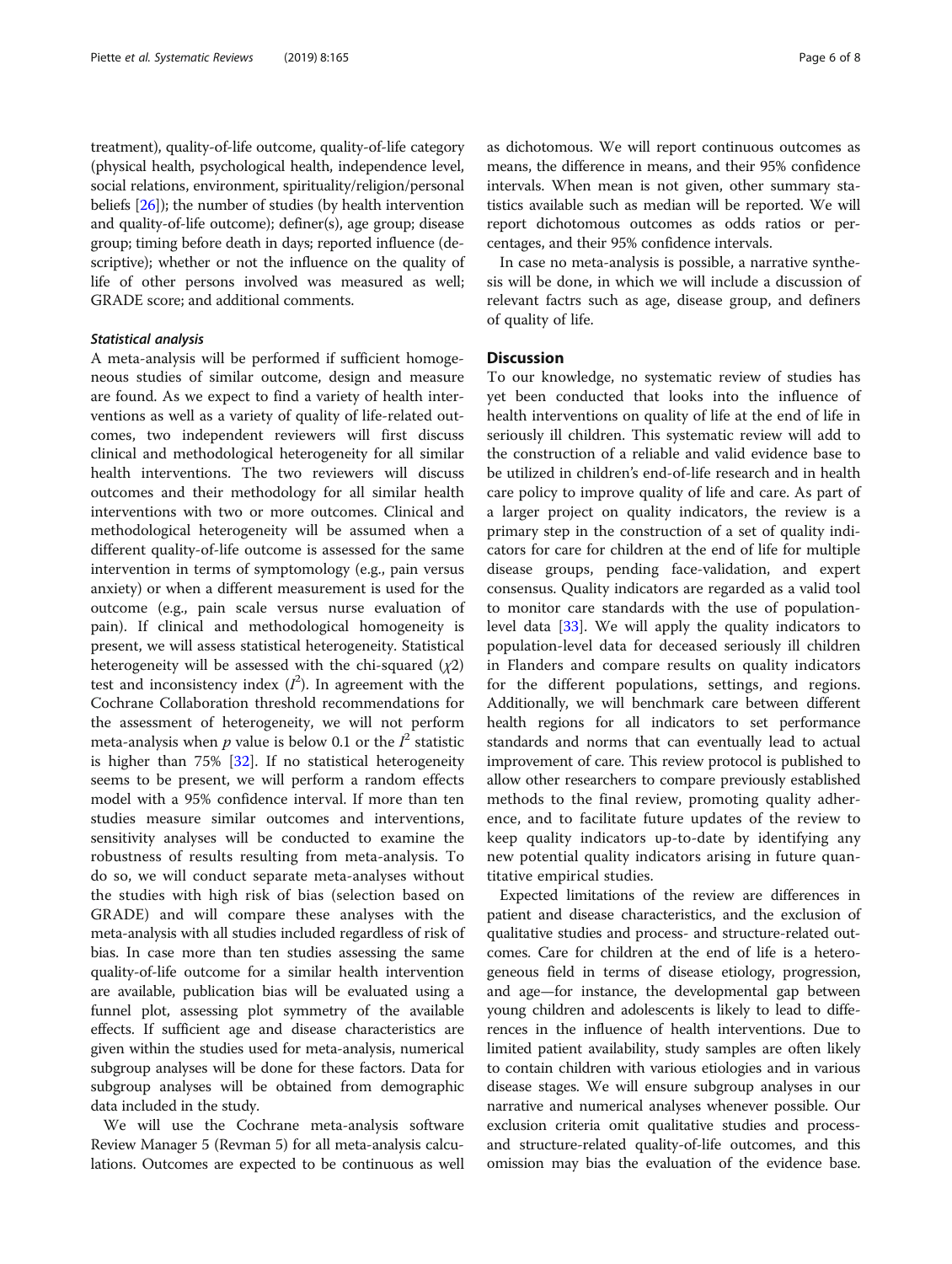treatment), quality-of-life outcome, quality-of-life category (physical health, psychological health, independence level, social relations, environment, spirituality/religion/personal beliefs [26]); the number of studies (by health intervention and quality-of-life outcome); definer(s), age group; disease group; timing before death in days; reported influence (descriptive); whether or not the influence on the quality of life of other persons involved was measured as well; GRADE score; and additional comments.

#### *Statistical analysis*

A meta-analysis will be performed if sufficient homogeneous studies of similar outcome, design and measure are found. As we expect to find a variety of health interventions as well as a variety of quality of life-related outcomes, two independent reviewers will first discuss clinical and methodological heterogeneity for all similar health interventions. The two reviewers will discuss outcomes and their methodology for all similar health interventions with two or more outcomes. Clinical and methodological heterogeneity will be assumed when a different quality-of-life outcome is assessed for the same intervention in terms of symptomology (e.g., pain versus anxiety) or when a different measurement is used for the outcome (e.g., pain scale versus nurse evaluation of pain). If clinical and methodological homogeneity is present, we will assess statistical heterogeneity. Statistical heterogeneity will be assessed with the chi-squared ($\chi 2$) test and inconsistency index ($I^2$). In agreement with the Cochrane Collaboration threshold recommendations for the assessment of heterogeneity, we will not perform meta-analysis when $p$ value is below 0.1 or the $I^2$ statistic is higher than 75% [32]. If no statistical heterogeneity seems to be present, we will perform a random effects model with a 95% confidence interval. If more than ten studies measure similar outcomes and interventions, sensitivity analyses will be conducted to examine the robustness of results resulting from meta-analysis. To do so, we will conduct separate meta-analyses without the studies with high risk of bias (selection based on GRADE) and will compare these analyses with the meta-analysis with all studies included regardless of risk of bias. In case more than ten studies assessing the same quality-of-life outcome for a similar health intervention are available, publication bias will be evaluated using a funnel plot, assessing plot symmetry of the available effects. If sufficient age and disease characteristics are given within the studies used for meta-analysis, numerical subgroup analyses will be done for these factors. Data for subgroup analyses will be obtained from demographic data included in the study.

We will use the Cochrane meta-analysis software Review Manager 5 (Revman 5) for all meta-analysis calculations. Outcomes are expected to be continuous as well as dichotomous. We will report continuous outcomes as means, the difference in means, and their 95% confidence intervals. When mean is not given, other summary statistics available such as median will be reported. We will report dichotomous outcomes as odds ratios or percentages, and their 95% confidence intervals.

In case no meta-analysis is possible, a narrative synthesis will be done, in which we will include a discussion of relevant factrs such as age, disease group, and definers of quality of life.

## Discussion

To our knowledge, no systematic review of studies has yet been conducted that looks into the influence of health interventions on quality of life at the end of life in seriously ill children. This systematic review will add to the construction of a reliable and valid evidence base to be utilized in children's end-of-life research and in health care policy to improve quality of life and care. As part of a larger project on quality indicators, the review is a primary step in the construction of a set of quality indicators for care for children at the end of life for multiple disease groups, pending face-validation, and expert consensus. Quality indicators are regarded as a valid tool to monitor care standards with the use of population-level data [33]. We will apply the quality indicators to population-level data for deceased seriously ill children in Flanders and compare results on quality indicators for the different populations, settings, and regions. Additionally, we will benchmark care between different health regions for all indicators to set performance standards and norms that can eventually lead to actual improvement of care. This review protocol is published to allow other researchers to compare previously established methods to the final review, promoting quality adherence, and to facilitate future updates of the review to keep quality indicators up-to-date by identifying any new potential quality indicators arising in future quantitative empirical studies.

Expected limitations of the review are differences in patient and disease characteristics, and the exclusion of qualitative studies and process- and structure-related outcomes. Care for children at the end of life is a heterogeneous field in terms of disease etiology, progression, and age—for instance, the developmental gap between young children and adolescents is likely to lead to differences in the influence of health interventions. Due to limited patient availability, study samples are often likely to contain children with various etiologies and in various disease stages. We will ensure subgroup analyses in our narrative and numerical analyses whenever possible. Our exclusion criteria omit qualitative studies and process- and structure-related quality-of-life outcomes, and this omission may bias the evaluation of the evidence base.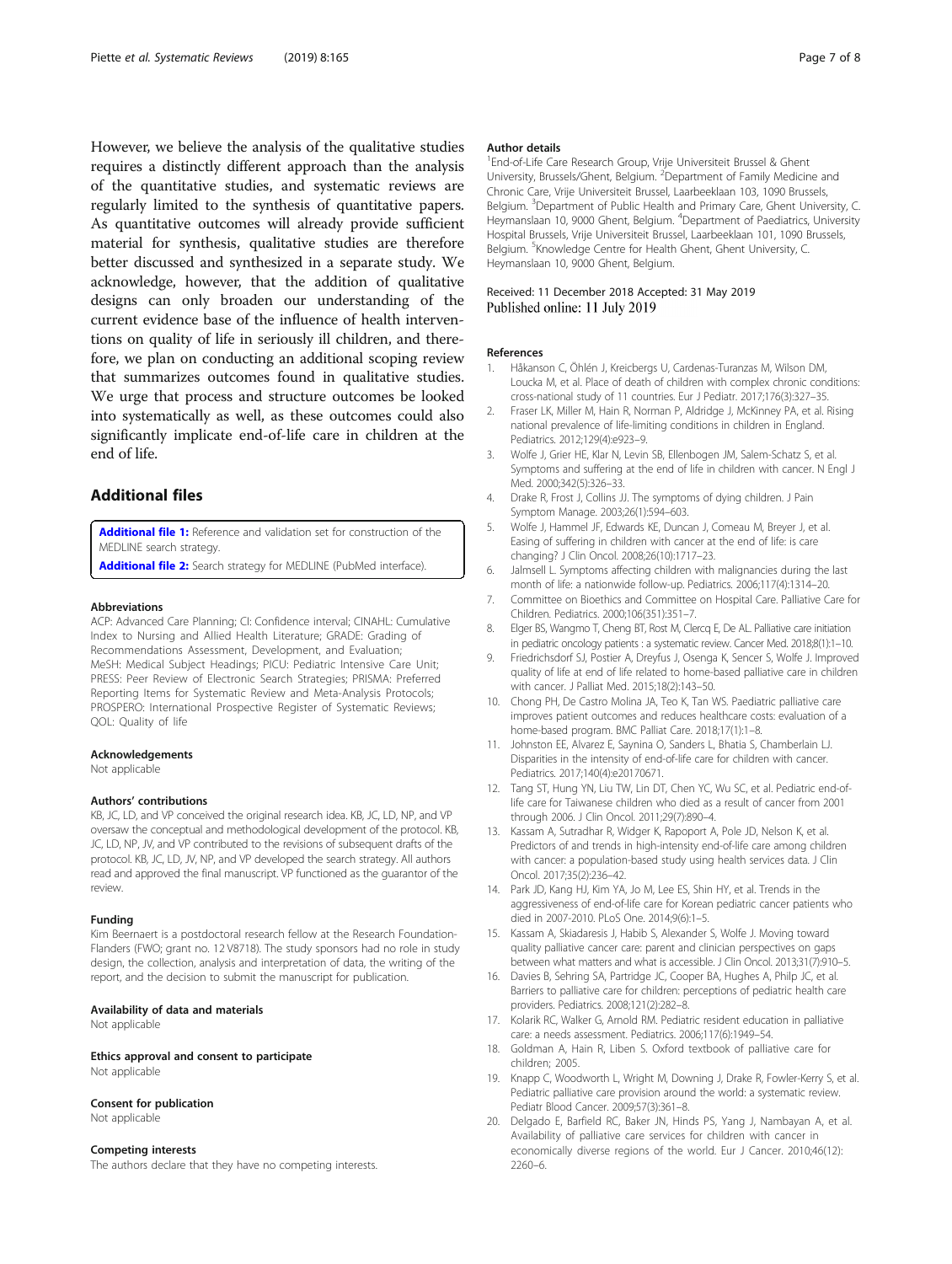However, we believe the analysis of the qualitative studies requires a distinctly different approach than the analysis of the quantitative studies, and systematic reviews are regularly limited to the synthesis of quantitative papers. As quantitative outcomes will already provide sufficient material for synthesis, qualitative studies are therefore better discussed and synthesized in a separate study. We acknowledge, however, that the addition of qualitative designs can only broaden our understanding of the current evidence base of the influence of health interventions on quality of life in seriously ill children, and therefore, we plan on conducting an additional scoping review that summarizes outcomes found in qualitative studies. We urge that process and structure outcomes be looked into systematically as well, as these outcomes could also significantly implicate end-of-life care in children at the end of life.

## Additional files

**Additional file 1:** Reference and validation set for construction of the MEDLINE search strategy.

**Additional file 2:** Search strategy for MEDLINE (PubMed interface).

#### Abbreviations

ACP: Advanced Care Planning; CI: Confidence interval; CINAHL: Cumulative Index to Nursing and Allied Health Literature; GRADE: Grading of Recommendations Assessment, Development, and Evaluation; MeSH: Medical Subject Headings; PICU: Pediatric Intensive Care Unit; PRESS: Peer Review of Electronic Search Strategies; PRISMA: Preferred Reporting Items for Systematic Review and Meta-Analysis Protocols; PROSPERO: International Prospective Register of Systematic Reviews; QOL: Quality of life

#### Acknowledgements

Not applicable

#### Authors' contributions

KB, JC, LD, and VP conceived the original research idea. KB, JC, LD, NP, and VP oversaw the conceptual and methodological development of the protocol. KB, JC, LD, NP, JV, and VP contributed to the revisions of subsequent drafts of the protocol. KB, JC, LD, JV, NP, and VP developed the search strategy. All authors read and approved the final manuscript. VP functioned as the guarantor of the review.

#### Funding

Kim Beernaert is a postdoctoral research fellow at the Research Foundation-Flanders (FWO; grant no. 12V8718). The study sponsors had no role in study design, the collection, analysis and interpretation of data, the writing of the report, and the decision to submit the manuscript for publication.

#### Availability of data and materials

Not applicable

#### Ethics approval and consent to participate

Not applicable

#### Consent for publication

Not applicable

#### Competing interests

The authors declare that they have no competing interests.

#### Author details

[1]End-of-Life Care Research Group, Vrije Universiteit Brussel & Ghent University, Brussels/Ghent, Belgium. [2]Department of Family Medicine and Chronic Care, Vrije Universiteit Brussel, Laarbeeklaan 103, 1090 Brussels, Belgium. [3]Department of Public Health and Primary Care, Ghent University, C. Heymanslaan 10, 9000 Ghent, Belgium. [4]Department of Paediatrics, University Hospital Brussels, Vrije Universiteit Brussel, Laarbeeklaan 101, 1090 Brussels, Belgium. [5]Knowledge Centre for Health Ghent, Ghent University, C. Heymanslaan 10, 9000 Ghent, Belgium.

Received: 11 December 2018 Accepted: 31 May 2019
Published online: 11 July 2019

#### References

1. Håkanson C, Öhlén J, Kreicbergs U, Cardenas-Turanzas M, Wilson DM, Loucka M, et al. Place of death of children with complex chronic conditions: cross-national study of 11 countries. Eur J Pediatr. 2017;176(3):327–35.
2. Fraser LK, Miller M, Hain R, Norman P, Aldridge J, McKinney PA, et al. Rising national prevalence of life-limiting conditions in children in England. Pediatrics. 2012;129(4):e923–9.
3. Wolfe J, Grier HE, Klar N, Levin SB, Ellenbogen JM, Salem-Schatz S, et al. Symptoms and suffering at the end of life in children with cancer. N Engl J Med. 2000;342(5):326–33.
4. Drake R, Frost J, Collins JJ. The symptoms of dying children. J Pain Symptom Manage. 2003;26(1):594–603.
5. Wolfe J, Hammel JF, Edwards KE, Duncan J, Comeau M, Breyer J, et al. Easing of suffering in children with cancer at the end of life: is care changing? J Clin Oncol. 2008;26(10):1717–23.
6. Jalmsell L. Symptoms affecting children with malignancies during the last month of life: a nationwide follow-up. Pediatrics. 2006;117(4):1314–20.
7. Committee on Bioethics and Committee on Hospital Care. Palliative Care for Children. Pediatrics. 2000;106(351):351–7.
8. Elger BS, Wangmo T, Cheng BT, Rost M, Clercq E, De AL. Palliative care initiation in pediatric oncology patients : a systematic review. Cancer Med. 2018;8(1):1–10.
9. Friedrichsdorf SJ, Postier A, Dreyfus J, Osenga K, Sencer S, Wolfe J. Improved quality of life at end of life related to home-based palliative care in children with cancer. J Palliat Med. 2015;18(2):143–50.
10. Chong PH, De Castro Molina JA, Teo K, Tan WS. Paediatric palliative care improves patient outcomes and reduces healthcare costs: evaluation of a home-based program. BMC Palliat Care. 2018;17(1):1–8.
11. Johnston EE, Alvarez E, Saynina O, Sanders L, Bhatia S, Chamberlain LJ. Disparities in the intensity of end-of-life care for children with cancer. Pediatrics. 2017;140(4):e20170671.
12. Tang ST, Hung YN, Liu TW, Lin DT, Chen YC, Wu SC, et al. Pediatric end-of-life care for Taiwanese children who died as a result of cancer from 2001 through 2006. J Clin Oncol. 2011;29(7):890–4.
13. Kassam A, Sutradhar R, Widger K, Rapoport A, Pole JD, Nelson K, et al. Predictors of and trends in high-intensity end-of-life care among children with cancer: a population-based study using health services data. J Clin Oncol. 2017;35(2):236–42.
14. Park JD, Kang HJ, Kim YA, Jo M, Lee ES, Shin HY, et al. Trends in the aggressiveness of end-of-life care for Korean pediatric cancer patients who died in 2007-2010. PLoS One. 2014;9(6):1–5.
15. Kassam A, Skiadaresis J, Habib S, Alexander S, Wolfe J. Moving toward quality palliative cancer care: parent and clinician perspectives on gaps between what matters and what is accessible. J Clin Oncol. 2013;31(7):910–5.
16. Davies B, Sehring SA, Partridge JC, Cooper BA, Hughes A, Philp JC, et al. Barriers to palliative care for children: perceptions of pediatric health care providers. Pediatrics. 2008;121(2):282–8.
17. Kolarik RC, Walker G, Arnold RM. Pediatric resident education in palliative care: a needs assessment. Pediatrics. 2006;117(6):1949–54.
18. Goldman A, Hain R, Liben S. Oxford textbook of palliative care for children; 2005.
19. Knapp C, Woodworth L, Wright M, Downing J, Drake R, Fowler-Kerry S, et al. Pediatric palliative care provision around the world: a systematic review. Pediatr Blood Cancer. 2009;57(3):361–8.
20. Delgado E, Barfield RC, Baker JN, Hinds PS, Yang J, Nambayan A, et al. Availability of palliative care services for children with cancer in economically diverse regions of the world. Eur J Cancer. 2010;46(12):2260–6.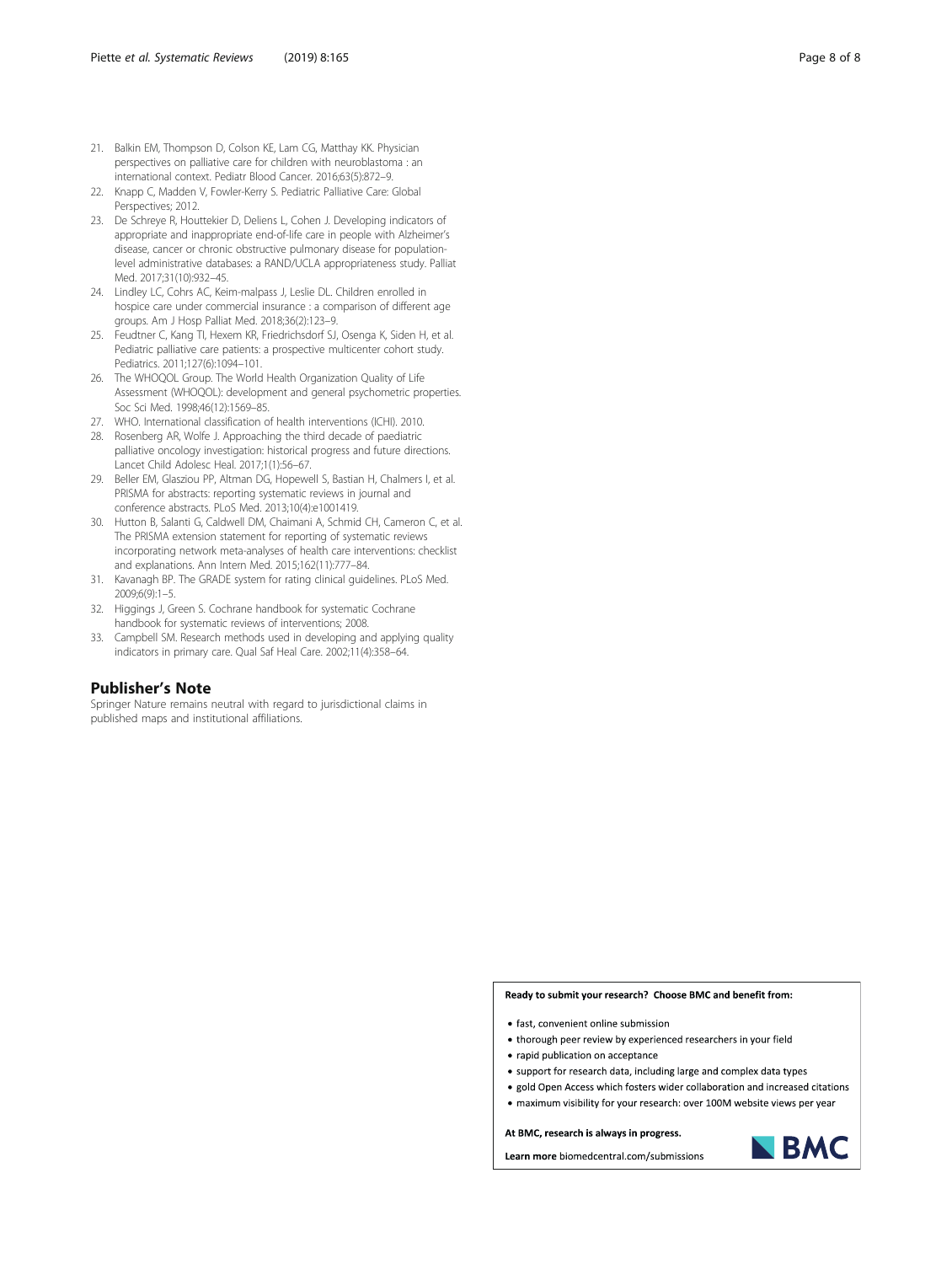21. Balkin EM, Thompson D, Colson KE, Lam CG, Matthay KK. Physician perspectives on palliative care for children with neuroblastoma : an international context. Pediatr Blood Cancer. 2016;63(5):872–9.
22. Knapp C, Madden V, Fowler-Kerry S. Pediatric Palliative Care: Global Perspectives; 2012.
23. De Schreye R, Houttekier D, Deliens L, Cohen J. Developing indicators of appropriate and inappropriate end-of-life care in people with Alzheimer's disease, cancer or chronic obstructive pulmonary disease for population-level administrative databases: a RAND/UCLA appropriateness study. Palliat Med. 2017;31(10):932–45.
24. Lindley LC, Cohrs AC, Keim-malpass J, Leslie DL. Children enrolled in hospice care under commercial insurance : a comparison of different age groups. Am J Hosp Palliat Med. 2018;36(2):123–9.
25. Feudtner C, Kang TI, Hexem KR, Friedrichsdorf SJ, Osenga K, Siden H, et al. Pediatric palliative care patients: a prospective multicenter cohort study. Pediatrics. 2011;127(6):1094–101.
26. The WHOQOL Group. The World Health Organization Quality of Life Assessment (WHOQOL): development and general psychometric properties. Soc Sci Med. 1998;46(12):1569–85.
27. WHO. International classification of health interventions (ICHI). 2010.
28. Rosenberg AR, Wolfe J. Approaching the third decade of paediatric palliative oncology investigation: historical progress and future directions. Lancet Child Adolesc Heal. 2017;1(1):56–67.
29. Beller EM, Glasziou PP, Altman DG, Hopewell S, Bastian H, Chalmers I, et al. PRISMA for abstracts: reporting systematic reviews in journal and conference abstracts. PLoS Med. 2013;10(4):e1001419.
30. Hutton B, Salanti G, Caldwell DM, Chaimani A, Schmid CH, Cameron C, et al. The PRISMA extension statement for reporting of systematic reviews incorporating network meta-analyses of health care interventions: checklist and explanations. Ann Intern Med. 2015;162(11):777–84.
31. Kavanagh BP. The GRADE system for rating clinical guidelines. PLoS Med. 2009;6(9):1–5.
32. Higgings J, Green S. Cochrane handbook for systematic Cochrane handbook for systematic reviews of interventions; 2008.
33. Campbell SM. Research methods used in developing and applying quality indicators in primary care. Qual Saf Heal Care. 2002;11(4):358–64.

## Publisher's Note

Springer Nature remains neutral with regard to jurisdictional claims in published maps and institutional affiliations.

**Ready to submit your research? Choose BMC and benefit from:**

- fast, convenient online submission
- thorough peer review by experienced researchers in your field
- rapid publication on acceptance
- support for research data, including large and complex data types
- gold Open Access which fosters wider collaboration and increased citations
- maximum visibility for your research: over 100M website views per year

**At BMC, research is always in progress.**

**Learn more** biomedcentral.com/submissions

BMC